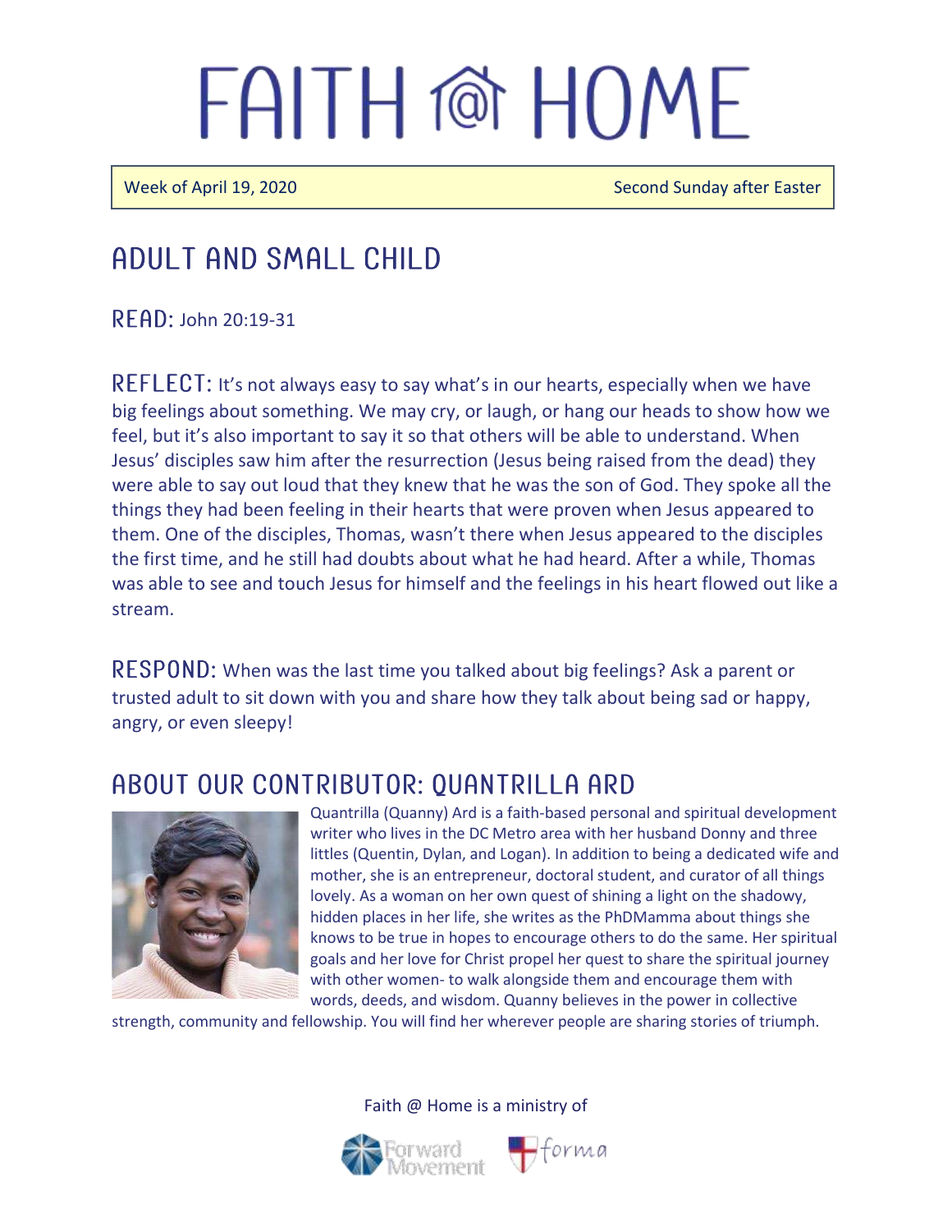# FAITH @ HOME

Week of April 19, 2020 Second Sunday after Easter

## ADULT AND SMALL CHILD

**READ:** John 20:19-31

**REFLECT:** It's not always easy to say what's in our hearts, especially when we have big feelings about something. We may cry, or laugh, or hang our heads to show how we feel, but it's also important to say it so that others will be able to understand. When Jesus' disciples saw him after the resurrection (Jesus being raised from the dead) they were able to say out loud that they knew that he was the son of God. They spoke all the things they had been feeling in their hearts that were proven when Jesus appeared to them. One of the disciples, Thomas, wasn't there when Jesus appeared to the disciples the first time, and he still had doubts about what he had heard. After a while, Thomas was able to see and touch Jesus for himself and the feelings in his heart flowed out like a stream.

**RESPOND:** When was the last time you talked about big feelings? Ask a parent or trusted adult to sit down with you and share how they talk about being sad or happy, angry, or even sleepy!

## ABOUT OUR CONTRIBUTOR: QUANTRILLA ARD

Quantrilla (Quanny) Ard is a faith-based personal and spiritual development writer who lives in the DC Metro area with her husband Donny and three littles (Quentin, Dylan, and Logan). In addition to being a dedicated wife and mother, she is an entrepreneur, doctoral student, and curator of all things lovely. As a woman on her own quest of shining a light on the shadowy, hidden places in her life, she writes as the PhDMamma about things she knows to be true in hopes to encourage others to do the same. Her spiritual goals and her love for Christ propel her quest to share the spiritual journey with other women- to walk alongside them and encourage them with words, deeds, and wisdom. Quanny believes in the power in collective strength, community and fellowship. You will find her wherever people are sharing stories of triumph.

Faith @ Home is a ministry of

Forward Movement forma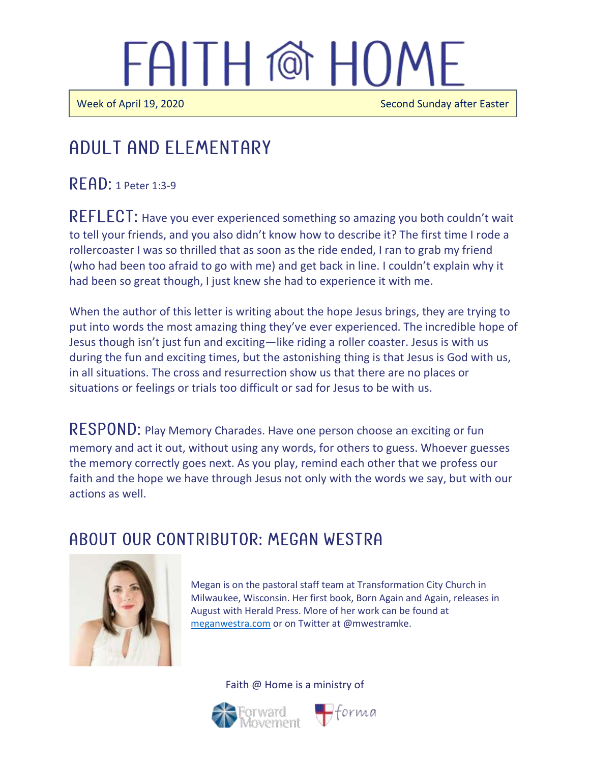# FAITH @ HOME

Week of April 19, 2020 | Second Sunday after Easter

## ADULT AND ELEMENTARY

**READ:** 1 Peter 1:3-9

**REFLECT:** Have you ever experienced something so amazing you both couldn't wait to tell your friends, and you also didn't know how to describe it? The first time I rode a rollercoaster I was so thrilled that as soon as the ride ended, I ran to grab my friend (who had been too afraid to go with me) and get back in line. I couldn't explain why it had been so great though, I just knew she had to experience it with me.

When the author of this letter is writing about the hope Jesus brings, they are trying to put into words the most amazing thing they've ever experienced. The incredible hope of Jesus though isn't just fun and exciting—like riding a roller coaster. Jesus is with us during the fun and exciting times, but the astonishing thing is that Jesus is God with us, in all situations. The cross and resurrection show us that there are no places or situations or feelings or trials too difficult or sad for Jesus to be with us.

**RESPOND:** Play Memory Charades. Have one person choose an exciting or fun memory and act it out, without using any words, for others to guess. Whoever guesses the memory correctly goes next. As you play, remind each other that we profess our faith and the hope we have through Jesus not only with the words we say, but with our actions as well.

## ABOUT OUR CONTRIBUTOR: MEGAN WESTRA

Megan is on the pastoral staff team at Transformation City Church in Milwaukee, Wisconsin. Her first book, Born Again and Again, releases in August with Herald Press. More of her work can be found at [meganwestra.com](meganwestra.com) or on Twitter at @mwestramke.

Faith @ Home is a ministry of

Forward Movement | forma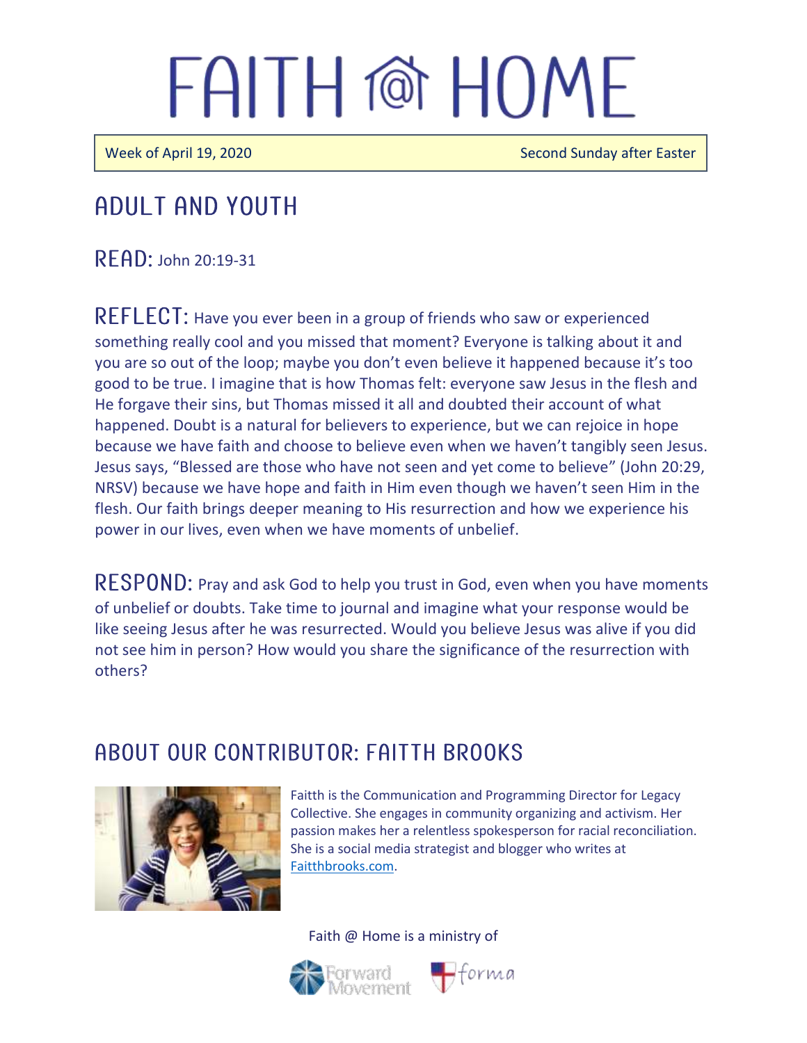# FAITH @ HOME

Week of April 19, 2020 | Second Sunday after Easter

## ADULT AND YOUTH

**READ:** John 20:19-31

**REFLECT:** Have you ever been in a group of friends who saw or experienced something really cool and you missed that moment? Everyone is talking about it and you are so out of the loop; maybe you don't even believe it happened because it's too good to be true. I imagine that is how Thomas felt: everyone saw Jesus in the flesh and He forgave their sins, but Thomas missed it all and doubted their account of what happened. Doubt is a natural for believers to experience, but we can rejoice in hope because we have faith and choose to believe even when we haven't tangibly seen Jesus. Jesus says, "Blessed are those who have not seen and yet come to believe" (John 20:29, NRSV) because we have hope and faith in Him even though we haven't seen Him in the flesh. Our faith brings deeper meaning to His resurrection and how we experience his power in our lives, even when we have moments of unbelief.

**RESPOND:** Pray and ask God to help you trust in God, even when you have moments of unbelief or doubts. Take time to journal and imagine what your response would be like seeing Jesus after he was resurrected. Would you believe Jesus was alive if you did not see him in person? How would you share the significance of the resurrection with others?

## ABOUT OUR CONTRIBUTOR: FAITTH BROOKS

Faitth is the Communication and Programming Director for Legacy Collective. She engages in community organizing and activism. Her passion makes her a relentless spokesperson for racial reconciliation. She is a social media strategist and blogger who writes at [Faitthbrooks.com](Faitthbrooks.com).

Faith @ Home is a ministry of

Forward Movement | forma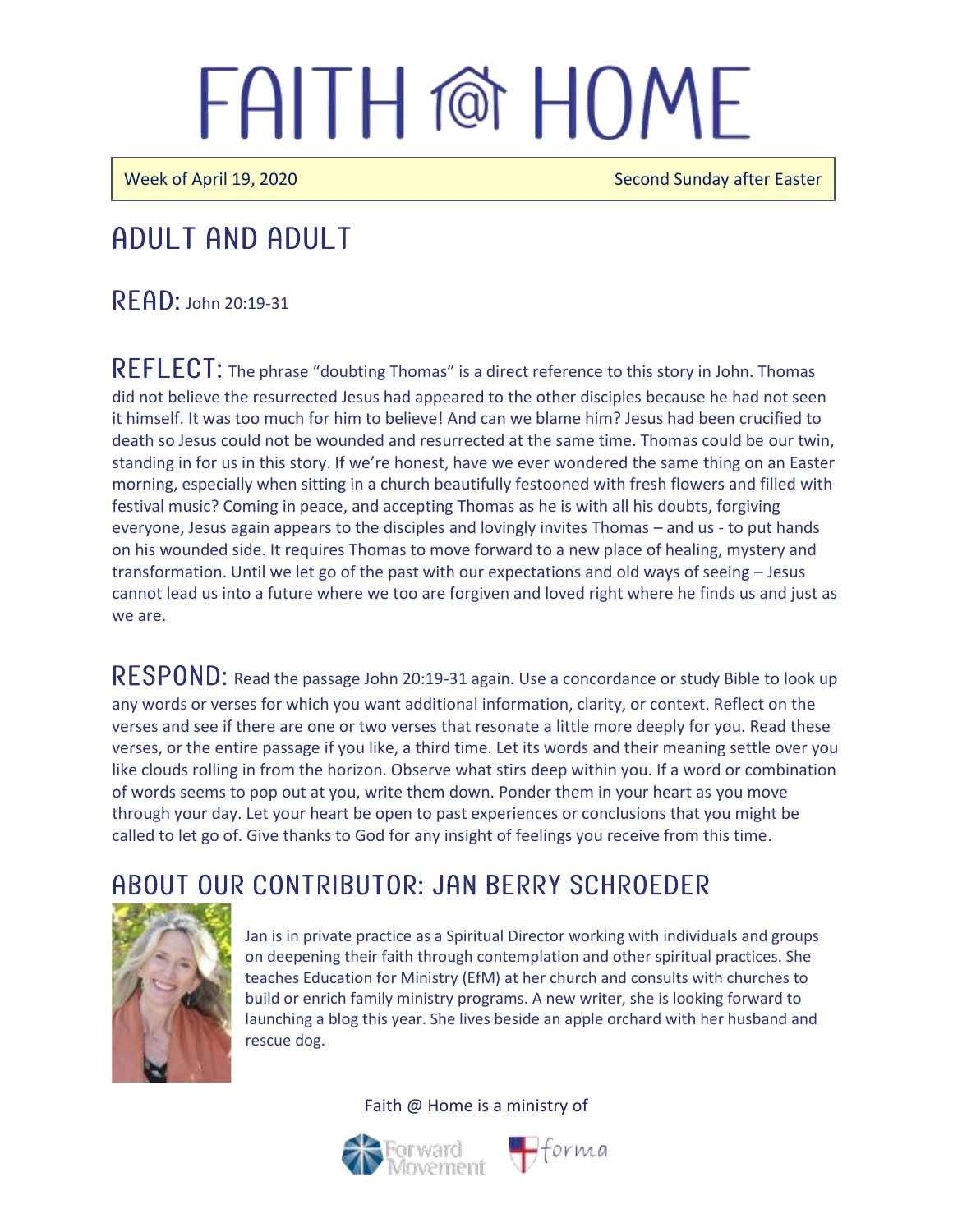# FAITH @ HOME

Week of April 19, 2020 Second Sunday after Easter

## ADULT AND ADULT

**READ:** John 20:19-31

**REFLECT:** The phrase "doubting Thomas" is a direct reference to this story in John. Thomas did not believe the resurrected Jesus had appeared to the other disciples because he had not seen it himself. It was too much for him to believe! And can we blame him? Jesus had been crucified to death so Jesus could not be wounded and resurrected at the same time. Thomas could be our twin, standing in for us in this story. If we're honest, have we ever wondered the same thing on an Easter morning, especially when sitting in a church beautifully festooned with fresh flowers and filled with festival music? Coming in peace, and accepting Thomas as he is with all his doubts, forgiving everyone, Jesus again appears to the disciples and lovingly invites Thomas – and us - to put hands on his wounded side. It requires Thomas to move forward to a new place of healing, mystery and transformation. Until we let go of the past with our expectations and old ways of seeing – Jesus cannot lead us into a future where we too are forgiven and loved right where he finds us and just as we are.

**RESPOND:** Read the passage John 20:19-31 again. Use a concordance or study Bible to look up any words or verses for which you want additional information, clarity, or context. Reflect on the verses and see if there are one or two verses that resonate a little more deeply for you. Read these verses, or the entire passage if you like, a third time. Let its words and their meaning settle over you like clouds rolling in from the horizon. Observe what stirs deep within you. If a word or combination of words seems to pop out at you, write them down. Ponder them in your heart as you move through your day. Let your heart be open to past experiences or conclusions that you might be called to let go of. Give thanks to God for any insight of feelings you receive from this time.

## ABOUT OUR CONTRIBUTOR: JAN BERRY SCHROEDER

Jan is in private practice as a Spiritual Director working with individuals and groups on deepening their faith through contemplation and other spiritual practices. She teaches Education for Ministry (EfM) at her church and consults with churches to build or enrich family ministry programs. A new writer, she is looking forward to launching a blog this year. She lives beside an apple orchard with her husband and rescue dog.

Faith @ Home is a ministry of

Forward Movement forma